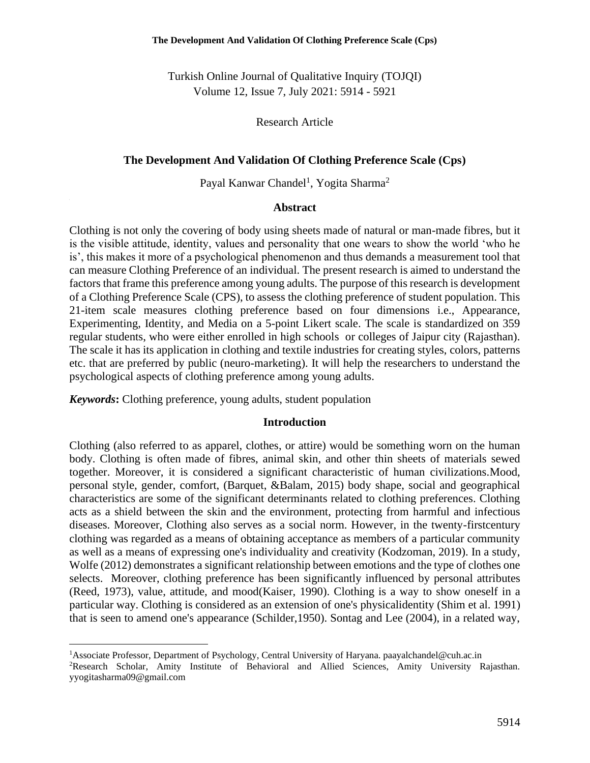# The Development And Validation Of Clothing Preference Scale (Cps)

Payal Kanwar Chandel[1], Yogita Sharma[2]

## Abstract

Clothing is not only the covering of body using sheets made of natural or man-made fibres, but it is the visible attitude, identity, values and personality that one wears to show the world 'who he is', this makes it more of a psychological phenomenon and thus demands a measurement tool that can measure Clothing Preference of an individual. The present research is aimed to understand the factors that frame this preference among young adults. The purpose of this research is development of a Clothing Preference Scale (CPS), to assess the clothing preference of student population. This 21-item scale measures clothing preference based on four dimensions i.e., Appearance, Experimenting, Identity, and Media on a 5-point Likert scale. The scale is standardized on 359 regular students, who were either enrolled in high schools or colleges of Jaipur city (Rajasthan). The scale it has its application in clothing and textile industries for creating styles, colors, patterns etc. that are preferred by public (neuro-marketing). It will help the researchers to understand the psychological aspects of clothing preference among young adults.

***Keywords*:** Clothing preference, young adults, student population

## Introduction

Clothing (also referred to as apparel, clothes, or attire) would be something worn on the human body. Clothing is often made of fibres, animal skin, and other thin sheets of materials sewed together. Moreover, it is considered a significant characteristic of human civilizations.Mood, personal style, gender, comfort, (Barquet, &Balam, 2015) body shape, social and geographical characteristics are some of the significant determinants related to clothing preferences. Clothing acts as a shield between the skin and the environment, protecting from harmful and infectious diseases. Moreover, Clothing also serves as a social norm. However, in the twenty-firstcentury clothing was regarded as a means of obtaining acceptance as members of a particular community as well as a means of expressing one's individuality and creativity (Kodzoman, 2019). In a study, Wolfe (2012) demonstrates a significant relationship between emotions and the type of clothes one selects. Moreover, clothing preference has been significantly influenced by personal attributes (Reed, 1973), value, attitude, and mood(Kaiser, 1990). Clothing is a way to show oneself in a particular way. Clothing is considered as an extension of one's physicalidentity (Shim et al. 1991) that is seen to amend one's appearance (Schilder,1950). Sontag and Lee (2004), in a related way,

---

[1]Associate Professor, Department of Psychology, Central University of Haryana. paayalchandel@cuh.ac.in

[2]Research Scholar, Amity Institute of Behavioral and Allied Sciences, Amity University Rajasthan. yyogitasharma09@gmail.com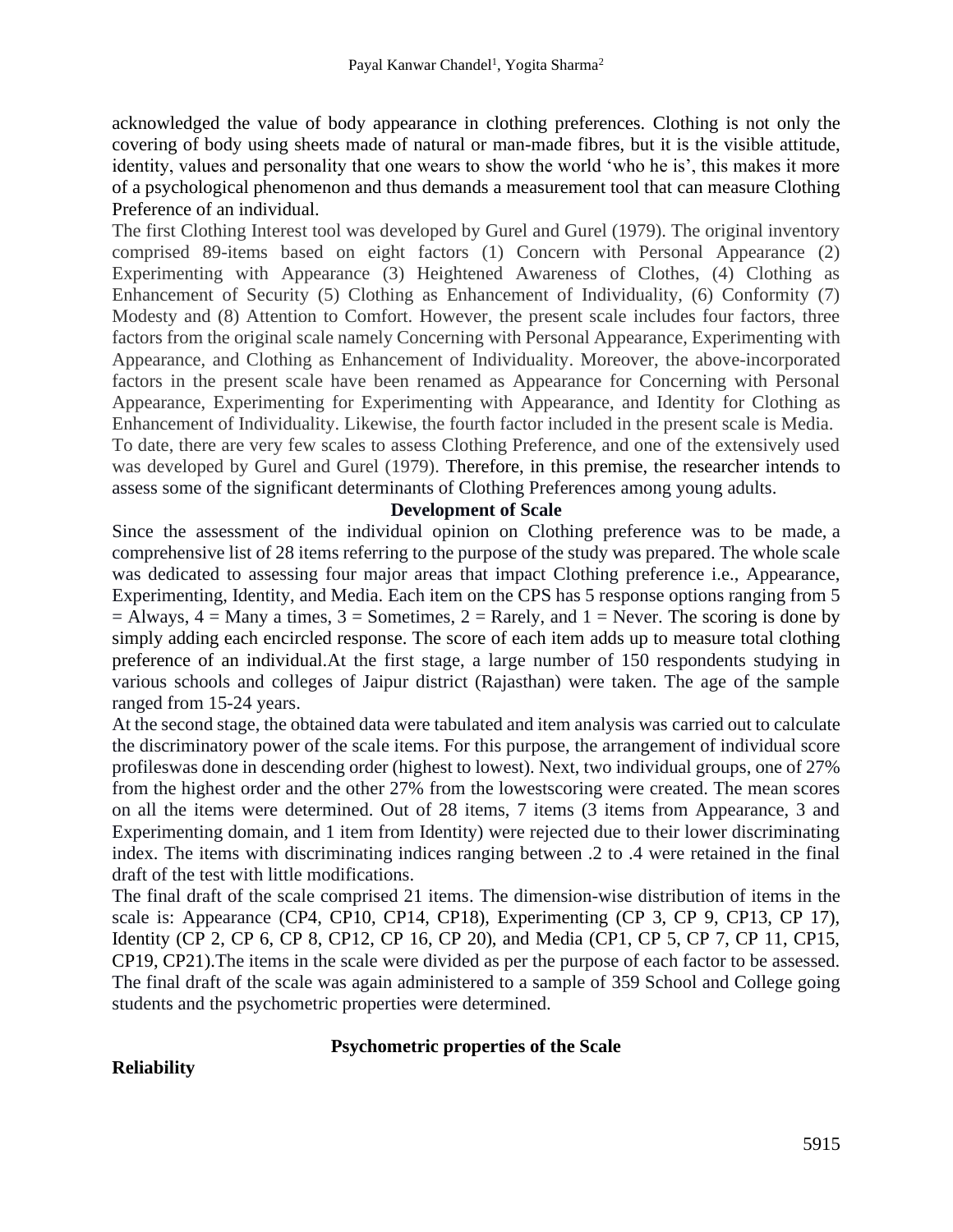acknowledged the value of body appearance in clothing preferences. Clothing is not only the covering of body using sheets made of natural or man-made fibres, but it is the visible attitude, identity, values and personality that one wears to show the world 'who he is', this makes it more of a psychological phenomenon and thus demands a measurement tool that can measure Clothing Preference of an individual.

The first Clothing Interest tool was developed by Gurel and Gurel (1979). The original inventory comprised 89-items based on eight factors (1) Concern with Personal Appearance (2) Experimenting with Appearance (3) Heightened Awareness of Clothes, (4) Clothing as Enhancement of Security (5) Clothing as Enhancement of Individuality, (6) Conformity (7) Modesty and (8) Attention to Comfort. However, the present scale includes four factors, three factors from the original scale namely Concerning with Personal Appearance, Experimenting with Appearance, and Clothing as Enhancement of Individuality. Moreover, the above-incorporated factors in the present scale have been renamed as Appearance for Concerning with Personal Appearance, Experimenting for Experimenting with Appearance, and Identity for Clothing as Enhancement of Individuality. Likewise, the fourth factor included in the present scale is Media.

To date, there are very few scales to assess Clothing Preference, and one of the extensively used was developed by Gurel and Gurel (1979). Therefore, in this premise, the researcher intends to assess some of the significant determinants of Clothing Preferences among young adults.

## Development of Scale

Since the assessment of the individual opinion on Clothing preference was to be made, a comprehensive list of 28 items referring to the purpose of the study was prepared. The whole scale was dedicated to assessing four major areas that impact Clothing preference i.e., Appearance, Experimenting, Identity, and Media. Each item on the CPS has 5 response options ranging from 5 = Always, 4 = Many a times, 3 = Sometimes, 2 = Rarely, and 1 = Never. The scoring is done by simply adding each encircled response. The score of each item adds up to measure total clothing preference of an individual.At the first stage, a large number of 150 respondents studying in various schools and colleges of Jaipur district (Rajasthan) were taken. The age of the sample ranged from 15-24 years.

At the second stage, the obtained data were tabulated and item analysis was carried out to calculate the discriminatory power of the scale items. For this purpose, the arrangement of individual score profileswas done in descending order (highest to lowest). Next, two individual groups, one of 27% from the highest order and the other 27% from the lowestscoring were created. The mean scores on all the items were determined. Out of 28 items, 7 items (3 items from Appearance, 3 and Experimenting domain, and 1 item from Identity) were rejected due to their lower discriminating index. The items with discriminating indices ranging between .2 to .4 were retained in the final draft of the test with little modifications.

The final draft of the scale comprised 21 items. The dimension-wise distribution of items in the scale is: Appearance (CP4, CP10, CP14, CP18), Experimenting (CP 3, CP 9, CP13, CP 17), Identity (CP 2, CP 6, CP 8, CP12, CP 16, CP 20), and Media (CP1, CP 5, CP 7, CP 11, CP15, CP19, CP21).The items in the scale were divided as per the purpose of each factor to be assessed. The final draft of the scale was again administered to a sample of 359 School and College going students and the psychometric properties were determined.

## Psychometric properties of the Scale

### Reliability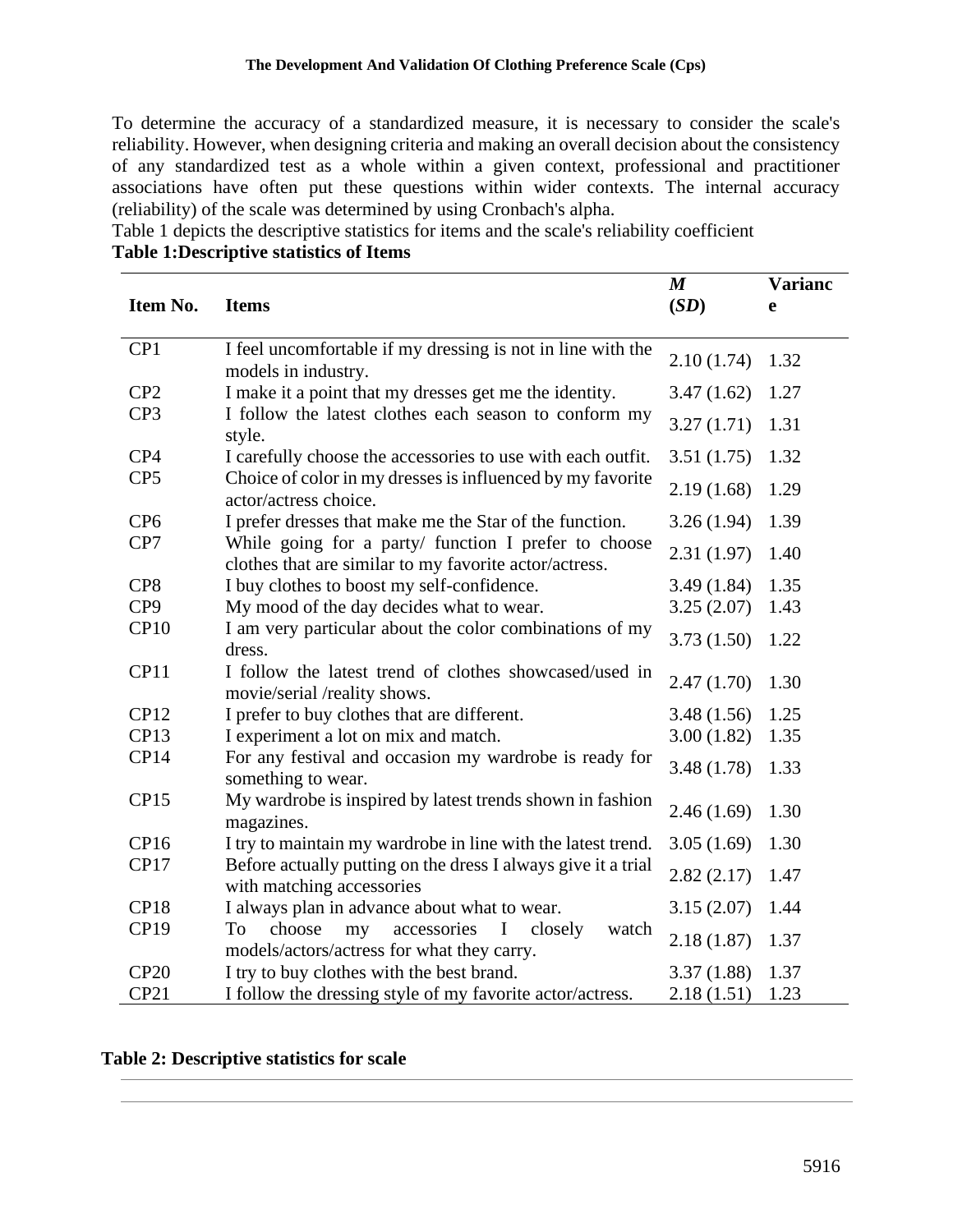To determine the accuracy of a standardized measure, it is necessary to consider the scale's reliability. However, when designing criteria and making an overall decision about the consistency of any standardized test as a whole within a given context, professional and practitioner associations have often put these questions within wider contexts. The internal accuracy (reliability) of the scale was determined by using Cronbach's alpha.

Table 1 depicts the descriptive statistics for items and the scale's reliability coefficient

**Table 1:Descriptive statistics of Items**

| Item No. | Items | *M* (*SD*) | Variance |
|---|---|---|---|
| CP1 | I feel uncomfortable if my dressing is not in line with the models in industry. | 2.10 (1.74) | 1.32 |
| CP2 | I make it a point that my dresses get me the identity. | 3.47 (1.62) | 1.27 |
| CP3 | I follow the latest clothes each season to conform my style. | 3.27 (1.71) | 1.31 |
| CP4 | I carefully choose the accessories to use with each outfit. | 3.51 (1.75) | 1.32 |
| CP5 | Choice of color in my dresses is influenced by my favorite actor/actress choice. | 2.19 (1.68) | 1.29 |
| CP6 | I prefer dresses that make me the Star of the function. | 3.26 (1.94) | 1.39 |
| CP7 | While going for a party/ function I prefer to choose clothes that are similar to my favorite actor/actress. | 2.31 (1.97) | 1.40 |
| CP8 | I buy clothes to boost my self-confidence. | 3.49 (1.84) | 1.35 |
| CP9 | My mood of the day decides what to wear. | 3.25 (2.07) | 1.43 |
| CP10 | I am very particular about the color combinations of my dress. | 3.73 (1.50) | 1.22 |
| CP11 | I follow the latest trend of clothes showcased/used in movie/serial /reality shows. | 2.47 (1.70) | 1.30 |
| CP12 | I prefer to buy clothes that are different. | 3.48 (1.56) | 1.25 |
| CP13 | I experiment a lot on mix and match. | 3.00 (1.82) | 1.35 |
| CP14 | For any festival and occasion my wardrobe is ready for something to wear. | 3.48 (1.78) | 1.33 |
| CP15 | My wardrobe is inspired by latest trends shown in fashion magazines. | 2.46 (1.69) | 1.30 |
| CP16 | I try to maintain my wardrobe in line with the latest trend. | 3.05 (1.69) | 1.30 |
| CP17 | Before actually putting on the dress I always give it a trial with matching accessories | 2.82 (2.17) | 1.47 |
| CP18 | I always plan in advance about what to wear. | 3.15 (2.07) | 1.44 |
| CP19 | To choose my accessories I closely watch models/actors/actress for what they carry. | 2.18 (1.87) | 1.37 |
| CP20 | I try to buy clothes with the best brand. | 3.37 (1.88) | 1.37 |
| CP21 | I follow the dressing style of my favorite actor/actress. | 2.18 (1.51) | 1.23 |

**Table 2: Descriptive statistics for scale**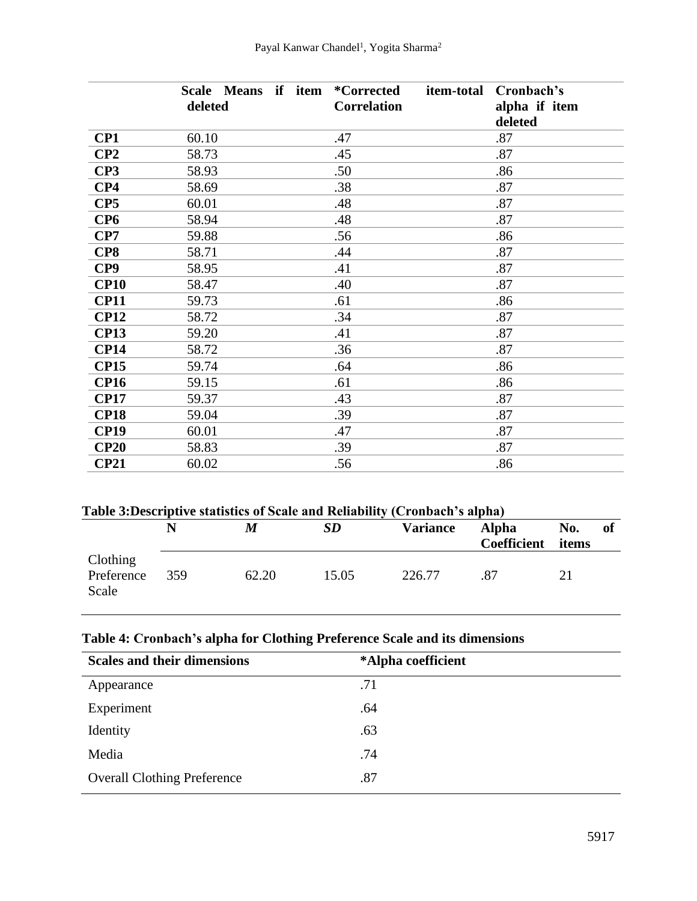| | Scale Means if item deleted | *Corrected item-total Correlation | Cronbach's alpha if item deleted |
|---|---|---|---|
| **CP1** | 60.10 | .47 | .87 |
| **CP2** | 58.73 | .45 | .87 |
| **CP3** | 58.93 | .50 | .86 |
| **CP4** | 58.69 | .38 | .87 |
| **CP5** | 60.01 | .48 | .87 |
| **CP6** | 58.94 | .48 | .87 |
| **CP7** | 59.88 | .56 | .86 |
| **CP8** | 58.71 | .44 | .87 |
| **CP9** | 58.95 | .41 | .87 |
| **CP10** | 58.47 | .40 | .87 |
| **CP11** | 59.73 | .61 | .86 |
| **CP12** | 58.72 | .34 | .87 |
| **CP13** | 59.20 | .41 | .87 |
| **CP14** | 58.72 | .36 | .87 |
| **CP15** | 59.74 | .64 | .86 |
| **CP16** | 59.15 | .61 | .86 |
| **CP17** | 59.37 | .43 | .87 |
| **CP18** | 59.04 | .39 | .87 |
| **CP19** | 60.01 | .47 | .87 |
| **CP20** | 58.83 | .39 | .87 |
| **CP21** | 60.02 | .56 | .86 |

**Table 3:Descriptive statistics of Scale and Reliability (Cronbach's alpha)**

| | N | *M* | *SD* | Variance | Alpha Coefficient | No. of items |
|---|---|---|---|---|---|---|
| Clothing Preference Scale | 359 | 62.20 | 15.05 | 226.77 | .87 | 21 |

**Table 4: Cronbach's alpha for Clothing Preference Scale and its dimensions**

| Scales and their dimensions | *Alpha coefficient |
|---|---|
| Appearance | .71 |
| Experiment | .64 |
| Identity | .63 |
| Media | .74 |
| Overall Clothing Preference | .87 |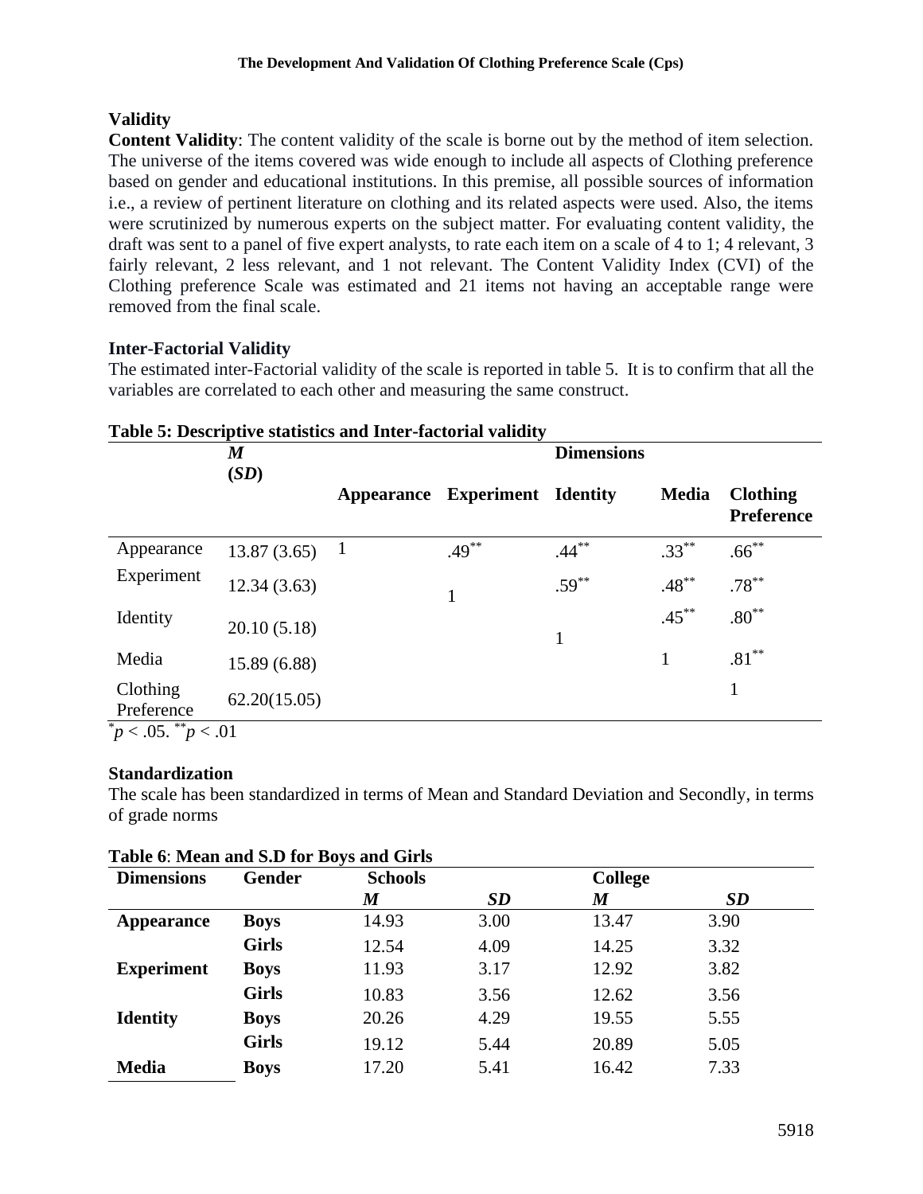**Validity**

**Content Validity**: The content validity of the scale is borne out by the method of item selection. The universe of the items covered was wide enough to include all aspects of Clothing preference based on gender and educational institutions. In this premise, all possible sources of information i.e., a review of pertinent literature on clothing and its related aspects were used. Also, the items were scrutinized by numerous experts on the subject matter. For evaluating content validity, the draft was sent to a panel of five expert analysts, to rate each item on a scale of 4 to 1; 4 relevant, 3 fairly relevant, 2 less relevant, and 1 not relevant. The Content Validity Index (CVI) of the Clothing preference Scale was estimated and 21 items not having an acceptable range were removed from the final scale.

**Inter-Factorial Validity**

The estimated inter-Factorial validity of the scale is reported in table 5. It is to confirm that all the variables are correlated to each other and measuring the same construct.

**Table 5: Descriptive statistics and Inter-factorial validity**

| | ***M* (*SD*)** | **Dimensions** | | | | |
|---|---|---|---|---|---|---|
| | | **Appearance** | **Experiment** | **Identity** | **Media** | **Clothing Preference** |
| Appearance | 13.87 (3.65) | 1 | $.49^{**}$ | $.44^{**}$ | $.33^{**}$ | $.66^{**}$ |
| Experiment | 12.34 (3.63) | | 1 | $.59^{**}$ | $.48^{**}$ | $.78^{**}$ |
| Identity | 20.10 (5.18) | | | 1 | $.45^{**}$ | $.80^{**}$ |
| Media | 15.89 (6.88) | | | | 1 | $.81^{**}$ |
| Clothing Preference | 62.20(15.05) | | | | | 1 |

$^{*}p < .05$. $^{**}p < .01$

**Standardization**

The scale has been standardized in terms of Mean and Standard Deviation and Secondly, in terms of grade norms

**Table 6**: **Mean and S.D for Boys and Girls**

| **Dimensions** | **Gender** | **Schools** | | **College** | |
|---|---|---|---|---|---|
| | | ***M*** | ***SD*** | ***M*** | ***SD*** |
| **Appearance** | **Boys** | 14.93 | 3.00 | 13.47 | 3.90 |
| | **Girls** | 12.54 | 4.09 | 14.25 | 3.32 |
| **Experiment** | **Boys** | 11.93 | 3.17 | 12.92 | 3.82 |
| | **Girls** | 10.83 | 3.56 | 12.62 | 3.56 |
| **Identity** | **Boys** | 20.26 | 4.29 | 19.55 | 5.55 |
| | **Girls** | 19.12 | 5.44 | 20.89 | 5.05 |
| **Media** | **Boys** | 17.20 | 5.41 | 16.42 | 7.33 |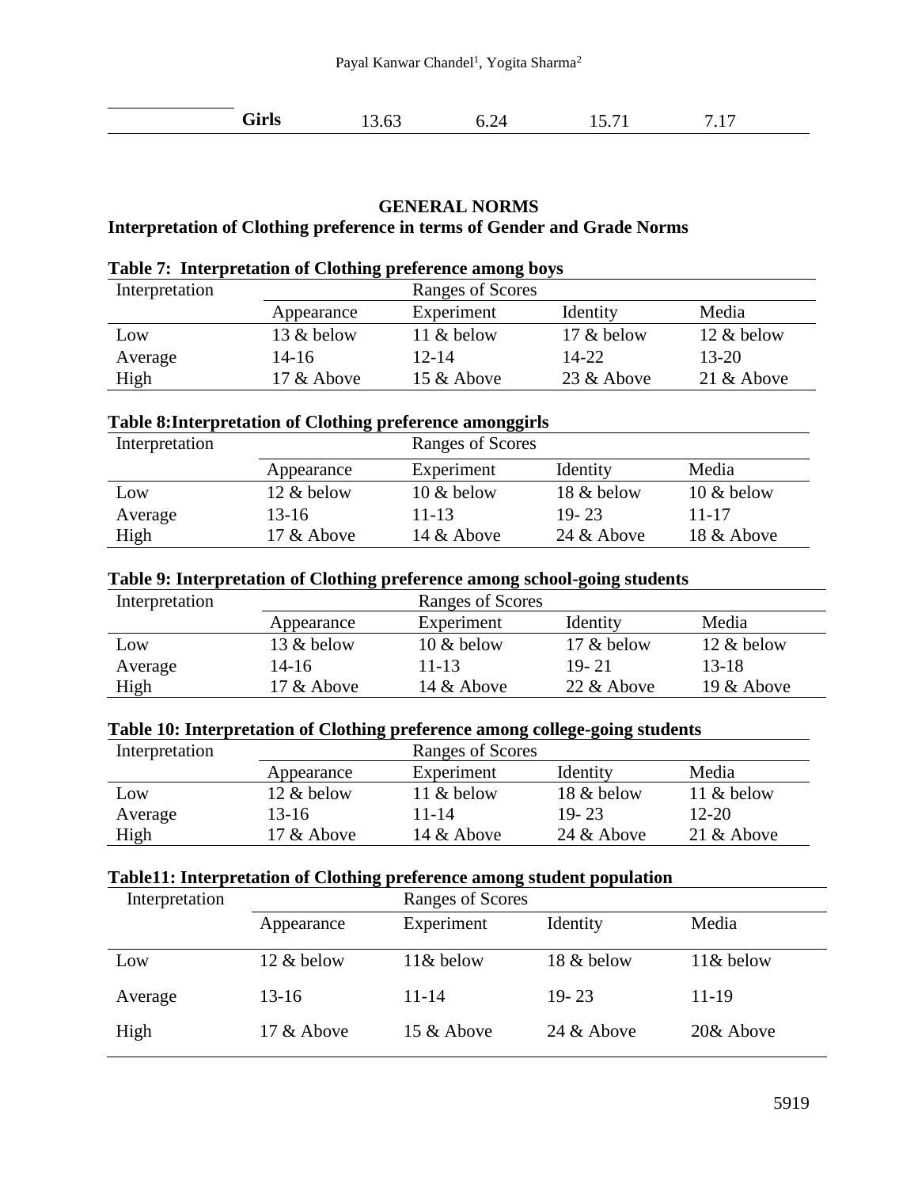| | Girls | 13.63 | 6.24 | 15.71 | 7.17 |
|---|---|---|---|---|---|

## GENERAL NORMS

### Interpretation of Clothing preference in terms of Gender and Grade Norms

**Table 7: Interpretation of Clothing preference among boys**

| Interpretation | Ranges of Scores | | | |
|---|---|---|---|---|
| | Appearance | Experiment | Identity | Media |
| Low | 13 & below | 11 & below | 17 & below | 12 & below |
| Average | 14-16 | 12-14 | 14-22 | 13-20 |
| High | 17 & Above | 15 & Above | 23 & Above | 21 & Above |

**Table 8:Interpretation of Clothing preference amonggirls**

| Interpretation | Ranges of Scores | | | |
|---|---|---|---|---|
| | Appearance | Experiment | Identity | Media |
| Low | 12 & below | 10 & below | 18 & below | 10 & below |
| Average | 13-16 | 11-13 | 19- 23 | 11-17 |
| High | 17 & Above | 14 & Above | 24 & Above | 18 & Above |

**Table 9: Interpretation of Clothing preference among school-going students**

| Interpretation | Ranges of Scores | | | |
|---|---|---|---|---|
| | Appearance | Experiment | Identity | Media |
| Low | 13 & below | 10 & below | 17 & below | 12 & below |
| Average | 14-16 | 11-13 | 19- 21 | 13-18 |
| High | 17 & Above | 14 & Above | 22 & Above | 19 & Above |

**Table 10: Interpretation of Clothing preference among college-going students**

| Interpretation | Ranges of Scores | | | |
|---|---|---|---|---|
| | Appearance | Experiment | Identity | Media |
| Low | 12 & below | 11 & below | 18 & below | 11 & below |
| Average | 13-16 | 11-14 | 19- 23 | 12-20 |
| High | 17 & Above | 14 & Above | 24 & Above | 21 & Above |

**Table11: Interpretation of Clothing preference among student population**

| Interpretation | Ranges of Scores | | | |
|---|---|---|---|---|
| | Appearance | Experiment | Identity | Media |
| Low | 12 & below | 11& below | 18 & below | 11& below |
| Average | 13-16 | 11-14 | 19- 23 | 11-19 |
| High | 17 & Above | 15 & Above | 24 & Above | 20& Above |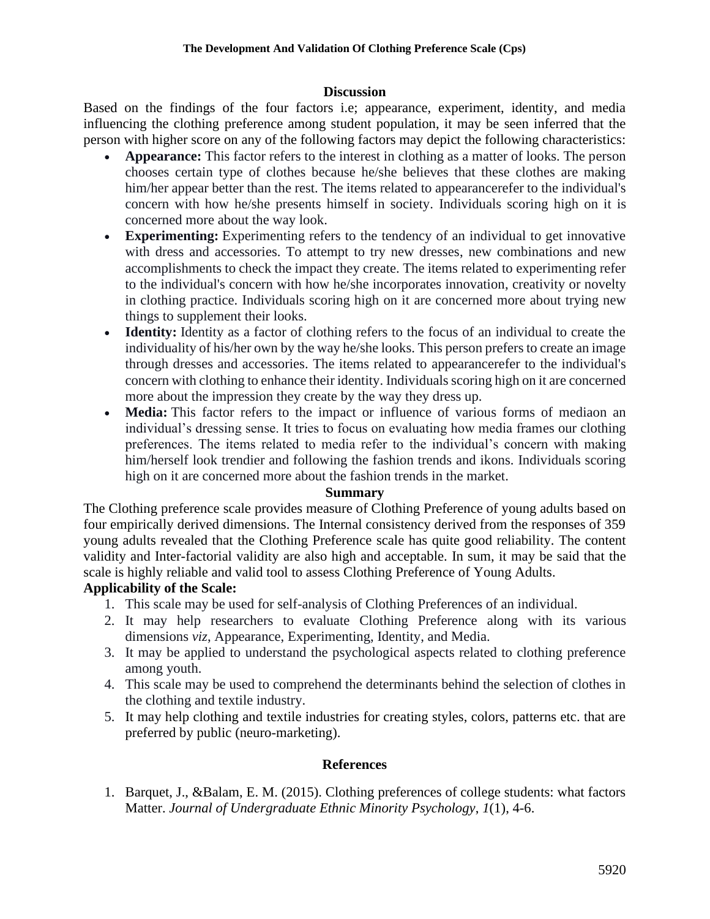## Discussion

Based on the findings of the four factors i.e; appearance, experiment, identity, and media influencing the clothing preference among student population, it may be seen inferred that the person with higher score on any of the following factors may depict the following characteristics:

- **Appearance:** This factor refers to the interest in clothing as a matter of looks. The person chooses certain type of clothes because he/she believes that these clothes are making him/her appear better than the rest. The items related to appearancerefer to the individual's concern with how he/she presents himself in society. Individuals scoring high on it is concerned more about the way look.
- **Experimenting:** Experimenting refers to the tendency of an individual to get innovative with dress and accessories. To attempt to try new dresses, new combinations and new accomplishments to check the impact they create. The items related to experimenting refer to the individual's concern with how he/she incorporates innovation, creativity or novelty in clothing practice. Individuals scoring high on it are concerned more about trying new things to supplement their looks.
- **Identity:** Identity as a factor of clothing refers to the focus of an individual to create the individuality of his/her own by the way he/she looks. This person prefers to create an image through dresses and accessories. The items related to appearancerefer to the individual's concern with clothing to enhance their identity. Individuals scoring high on it are concerned more about the impression they create by the way they dress up.
- **Media:** This factor refers to the impact or influence of various forms of mediaon an individual's dressing sense. It tries to focus on evaluating how media frames our clothing preferences. The items related to media refer to the individual's concern with making him/herself look trendier and following the fashion trends and ikons. Individuals scoring high on it are concerned more about the fashion trends in the market.

## Summary

The Clothing preference scale provides measure of Clothing Preference of young adults based on four empirically derived dimensions. The Internal consistency derived from the responses of 359 young adults revealed that the Clothing Preference scale has quite good reliability. The content validity and Inter-factorial validity are also high and acceptable. In sum, it may be said that the scale is highly reliable and valid tool to assess Clothing Preference of Young Adults.

### Applicability of the Scale:

1. This scale may be used for self-analysis of Clothing Preferences of an individual.
2. It may help researchers to evaluate Clothing Preference along with its various dimensions *viz*, Appearance, Experimenting, Identity, and Media.
3. It may be applied to understand the psychological aspects related to clothing preference among youth.
4. This scale may be used to comprehend the determinants behind the selection of clothes in the clothing and textile industry.
5. It may help clothing and textile industries for creating styles, colors, patterns etc. that are preferred by public (neuro-marketing).

## References

1. Barquet, J., &Balam, E. M. (2015). Clothing preferences of college students: what factors Matter. *Journal of Undergraduate Ethnic Minority Psychology*, *1*(1), 4-6.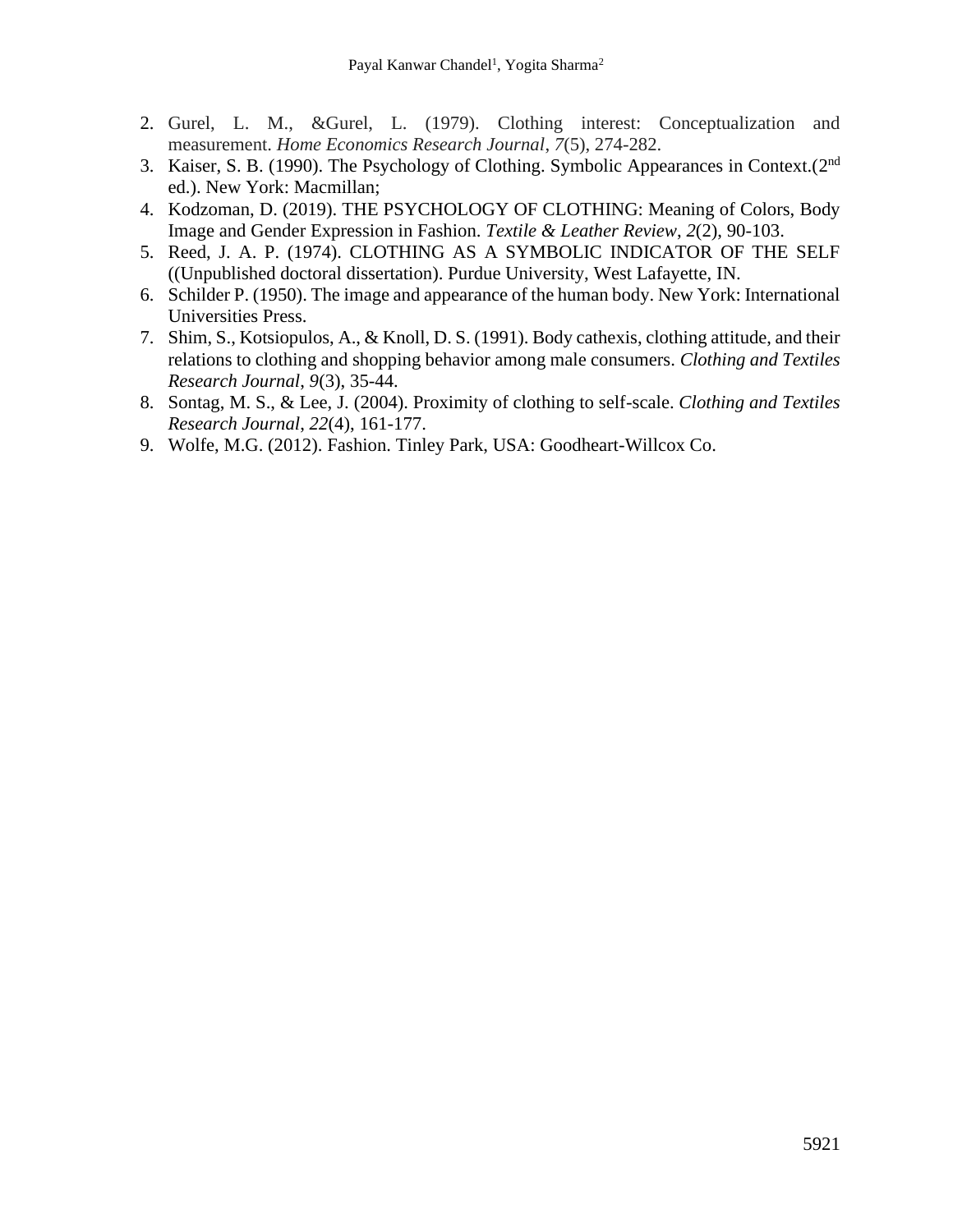2. Gurel, L. M., &Gurel, L. (1979). Clothing interest: Conceptualization and measurement. *Home Economics Research Journal*, *7*(5), 274-282.
3. Kaiser, S. B. (1990). The Psychology of Clothing. Symbolic Appearances in Context.(2nd ed.). New York: Macmillan;
4. Kodzoman, D. (2019). THE PSYCHOLOGY OF CLOTHING: Meaning of Colors, Body Image and Gender Expression in Fashion. *Textile & Leather Review*, *2*(2), 90-103.
5. Reed, J. A. P. (1974). CLOTHING AS A SYMBOLIC INDICATOR OF THE SELF ((Unpublished doctoral dissertation). Purdue University, West Lafayette, IN.
6. Schilder P. (1950). The image and appearance of the human body. New York: International Universities Press.
7. Shim, S., Kotsiopulos, A., & Knoll, D. S. (1991). Body cathexis, clothing attitude, and their relations to clothing and shopping behavior among male consumers. *Clothing and Textiles Research Journal*, *9*(3), 35-44.
8. Sontag, M. S., & Lee, J. (2004). Proximity of clothing to self-scale. *Clothing and Textiles Research Journal*, *22*(4), 161-177.
9. Wolfe, M.G. (2012). Fashion. Tinley Park, USA: Goodheart-Willcox Co.